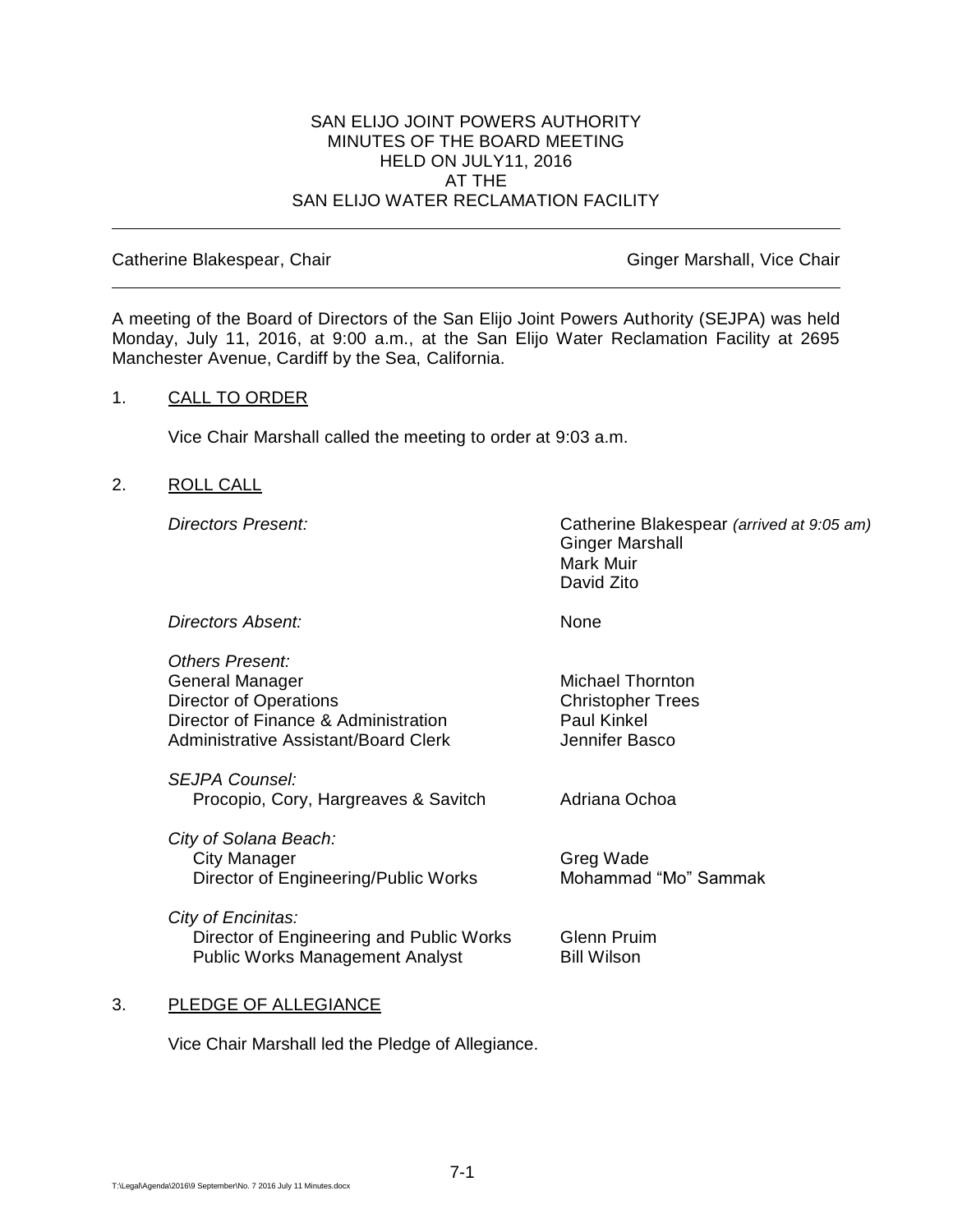# SAN ELIJO JOINT POWERS AUTHORITY
## MINUTES OF THE BOARD MEETING
## HELD ON JULY11, 2016
## AT THE
## SAN ELIJO WATER RECLAMATION FACILITY

---

Catherine Blakespear, Chair | Ginger Marshall, Vice Chair

---

A meeting of the Board of Directors of the San Elijo Joint Powers Authority (SEJPA) was held Monday, July 11, 2016, at 9:00 a.m., at the San Elijo Water Reclamation Facility at 2695 Manchester Avenue, Cardiff by the Sea, California.

1. CALL TO ORDER

   Vice Chair Marshall called the meeting to order at 9:03 a.m.

2. ROLL CALL

   *Directors Present:* Catherine Blakespear *(arrived at 9:05 am)*, Ginger Marshall, Mark Muir, David Zito

   *Directors Absent:* None

   *Others Present:*

   | | |
   |---|---|
   | General Manager | Michael Thornton |
   | Director of Operations | Christopher Trees |
   | Director of Finance & Administration | Paul Kinkel |
   | Administrative Assistant/Board Clerk | Jennifer Basco |

   *SEJPA Counsel:*

   | | |
   |---|---|
   | Procopio, Cory, Hargreaves & Savitch | Adriana Ochoa |

   *City of Solana Beach:*

   | | |
   |---|---|
   | City Manager | Greg Wade |
   | Director of Engineering/Public Works | Mohammad "Mo" Sammak |

   *City of Encinitas:*

   | | |
   |---|---|
   | Director of Engineering and Public Works | Glenn Pruim |
   | Public Works Management Analyst | Bill Wilson |

3. PLEDGE OF ALLEGIANCE

   Vice Chair Marshall led the Pledge of Allegiance.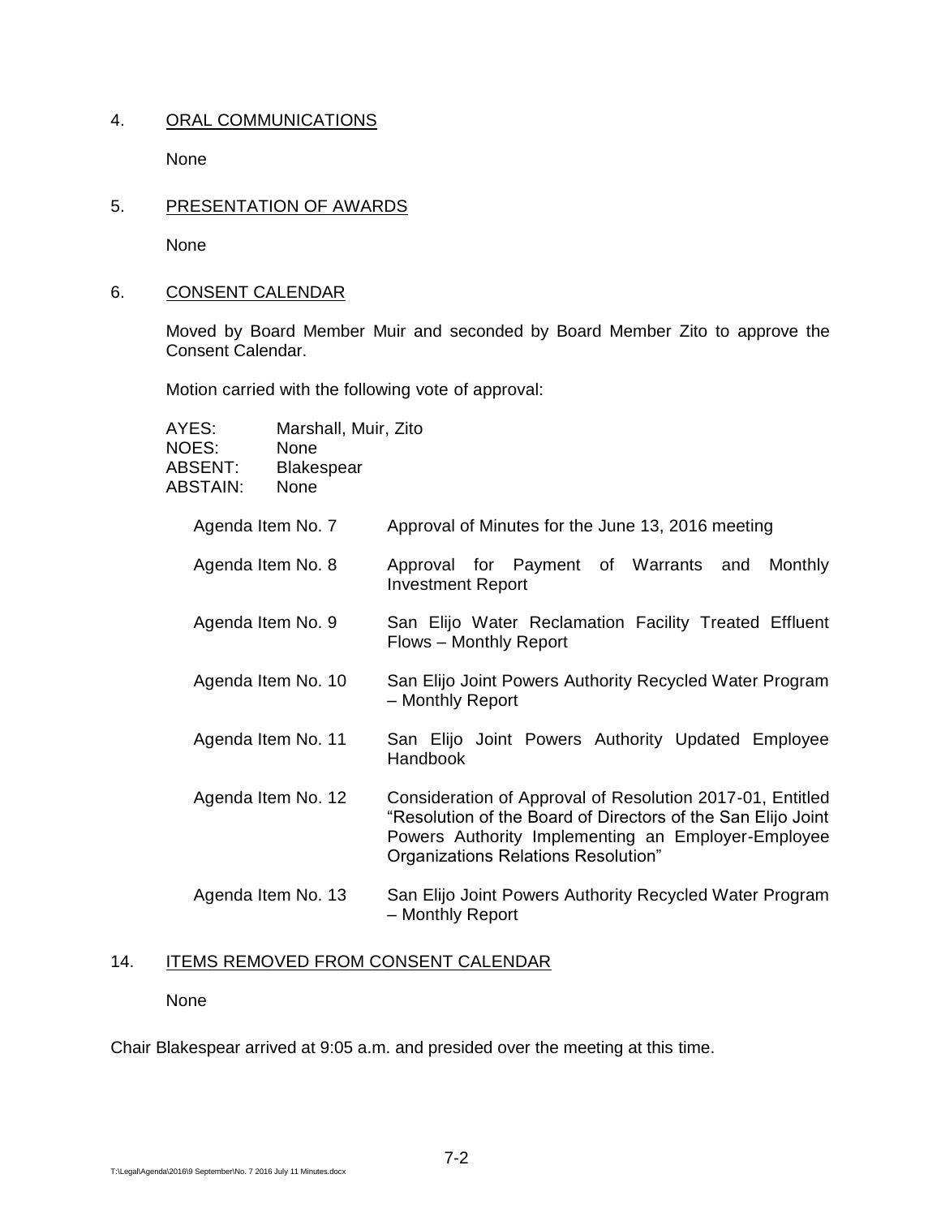## 4. ORAL COMMUNICATIONS

None

## 5. PRESENTATION OF AWARDS

None

## 6. CONSENT CALENDAR

Moved by Board Member Muir and seconded by Board Member Zito to approve the Consent Calendar.

Motion carried with the following vote of approval:

| | |
|---|---|
| AYES: | Marshall, Muir, Zito |
| NOES: | None |
| ABSENT: | Blakespear |
| ABSTAIN: | None |

| | |
|---|---|
| Agenda Item No. 7 | Approval of Minutes for the June 13, 2016 meeting |
| Agenda Item No. 8 | Approval for Payment of Warrants and Monthly Investment Report |
| Agenda Item No. 9 | San Elijo Water Reclamation Facility Treated Effluent Flows – Monthly Report |
| Agenda Item No. 10 | San Elijo Joint Powers Authority Recycled Water Program – Monthly Report |
| Agenda Item No. 11 | San Elijo Joint Powers Authority Updated Employee Handbook |
| Agenda Item No. 12 | Consideration of Approval of Resolution 2017-01, Entitled "Resolution of the Board of Directors of the San Elijo Joint Powers Authority Implementing an Employer-Employee Organizations Relations Resolution" |
| Agenda Item No. 13 | San Elijo Joint Powers Authority Recycled Water Program – Monthly Report |

## 14. ITEMS REMOVED FROM CONSENT CALENDAR

None

Chair Blakespear arrived at 9:05 a.m. and presided over the meeting at this time.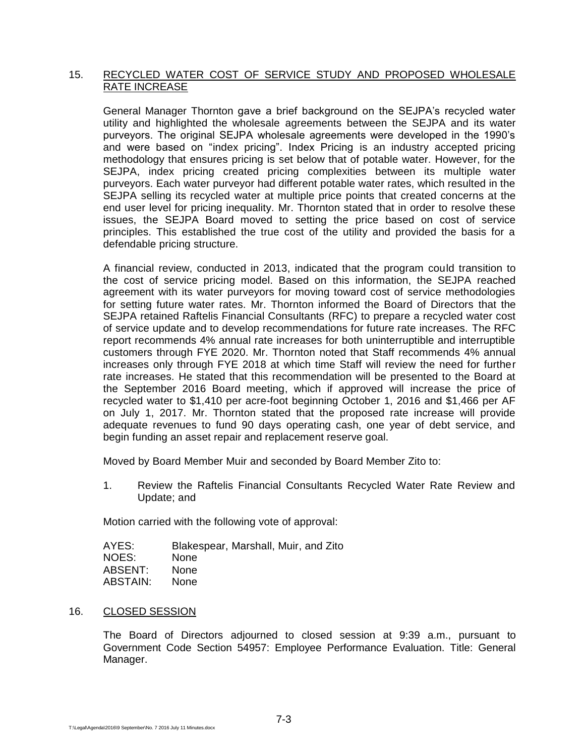15. <u>RECYCLED WATER COST OF SERVICE STUDY AND PROPOSED WHOLESALE RATE INCREASE</u>

General Manager Thornton gave a brief background on the SEJPA's recycled water utility and highlighted the wholesale agreements between the SEJPA and its water purveyors. The original SEJPA wholesale agreements were developed in the 1990's and were based on "index pricing". Index Pricing is an industry accepted pricing methodology that ensures pricing is set below that of potable water. However, for the SEJPA, index pricing created pricing complexities between its multiple water purveyors. Each water purveyor had different potable water rates, which resulted in the SEJPA selling its recycled water at multiple price points that created concerns at the end user level for pricing inequality. Mr. Thornton stated that in order to resolve these issues, the SEJPA Board moved to setting the price based on cost of service principles. This established the true cost of the utility and provided the basis for a defendable pricing structure.

A financial review, conducted in 2013, indicated that the program could transition to the cost of service pricing model. Based on this information, the SEJPA reached agreement with its water purveyors for moving toward cost of service methodologies for setting future water rates. Mr. Thornton informed the Board of Directors that the SEJPA retained Raftelis Financial Consultants (RFC) to prepare a recycled water cost of service update and to develop recommendations for future rate increases. The RFC report recommends 4% annual rate increases for both uninterruptible and interruptible customers through FYE 2020. Mr. Thornton noted that Staff recommends 4% annual increases only through FYE 2018 at which time Staff will review the need for further rate increases. He stated that this recommendation will be presented to the Board at the September 2016 Board meeting, which if approved will increase the price of recycled water to $1,410 per acre-foot beginning October 1, 2016 and $1,466 per AF on July 1, 2017. Mr. Thornton stated that the proposed rate increase will provide adequate revenues to fund 90 days operating cash, one year of debt service, and begin funding an asset repair and replacement reserve goal.

Moved by Board Member Muir and seconded by Board Member Zito to:

1. Review the Raftelis Financial Consultants Recycled Water Rate Review and Update; and

Motion carried with the following vote of approval:

| | |
|---|---|
| AYES: | Blakespear, Marshall, Muir, and Zito |
| NOES: | None |
| ABSENT: | None |
| ABSTAIN: | None |

16. <u>CLOSED SESSION</u>

The Board of Directors adjourned to closed session at 9:39 a.m., pursuant to Government Code Section 54957: Employee Performance Evaluation. Title: General Manager.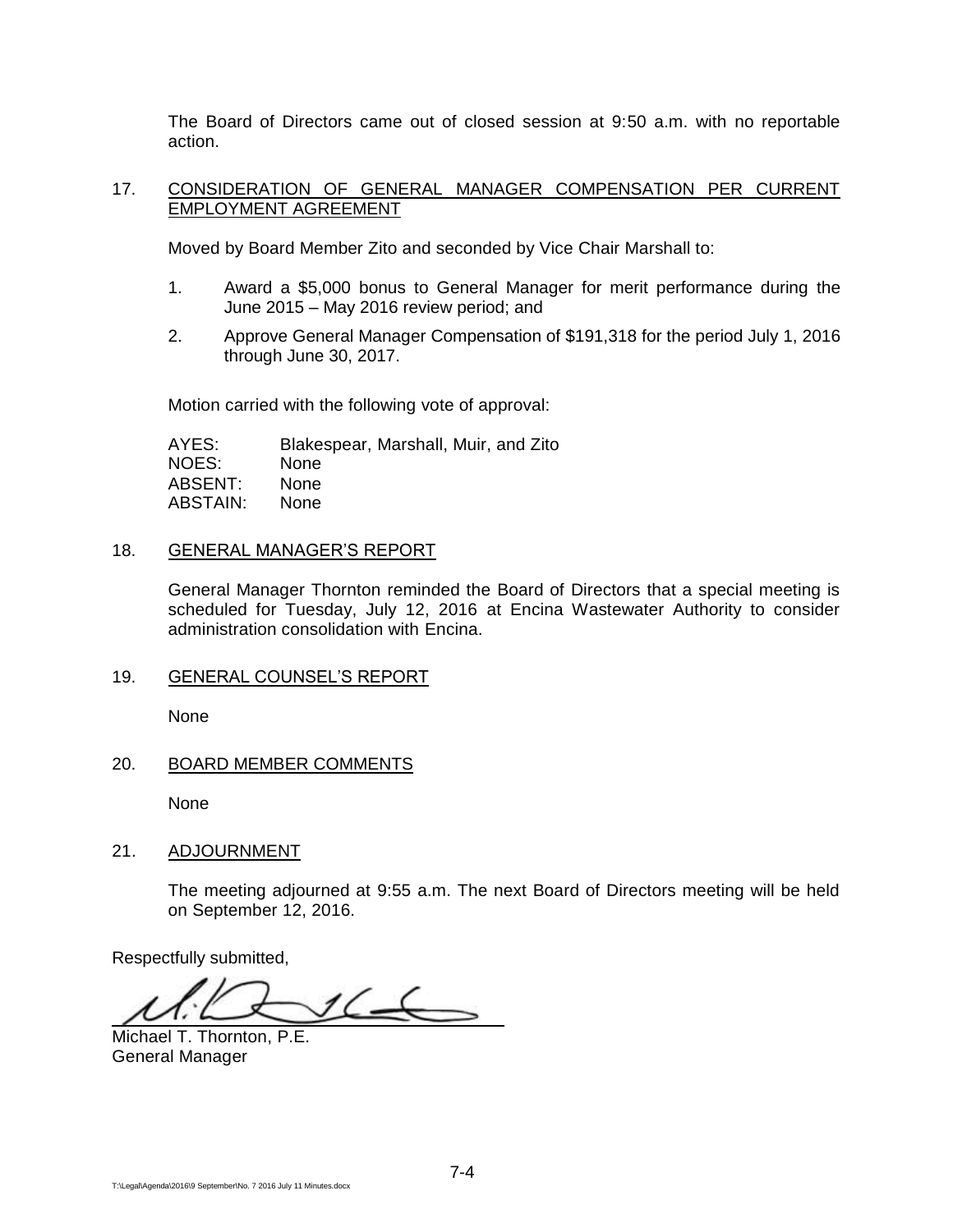The Board of Directors came out of closed session at 9:50 a.m. with no reportable action.

17. CONSIDERATION OF GENERAL MANAGER COMPENSATION PER CURRENT EMPLOYMENT AGREEMENT

Moved by Board Member Zito and seconded by Vice Chair Marshall to:

1. Award a $5,000 bonus to General Manager for merit performance during the June 2015 – May 2016 review period; and
2. Approve General Manager Compensation of $191,318 for the period July 1, 2016 through June 30, 2017.

Motion carried with the following vote of approval:

| | |
|---|---|
| AYES: | Blakespear, Marshall, Muir, and Zito |
| NOES: | None |
| ABSENT: | None |
| ABSTAIN: | None |

18. GENERAL MANAGER'S REPORT

General Manager Thornton reminded the Board of Directors that a special meeting is scheduled for Tuesday, July 12, 2016 at Encina Wastewater Authority to consider administration consolidation with Encina.

19. GENERAL COUNSEL'S REPORT

None

20. BOARD MEMBER COMMENTS

None

21. ADJOURNMENT

The meeting adjourned at 9:55 a.m. The next Board of Directors meeting will be held on September 12, 2016.

Respectfully submitted,

Michael T. Thornton, P.E.
General Manager

T:\Legal\Agenda\2016\9 September\No. 7 2016 July 11 Minutes.docx